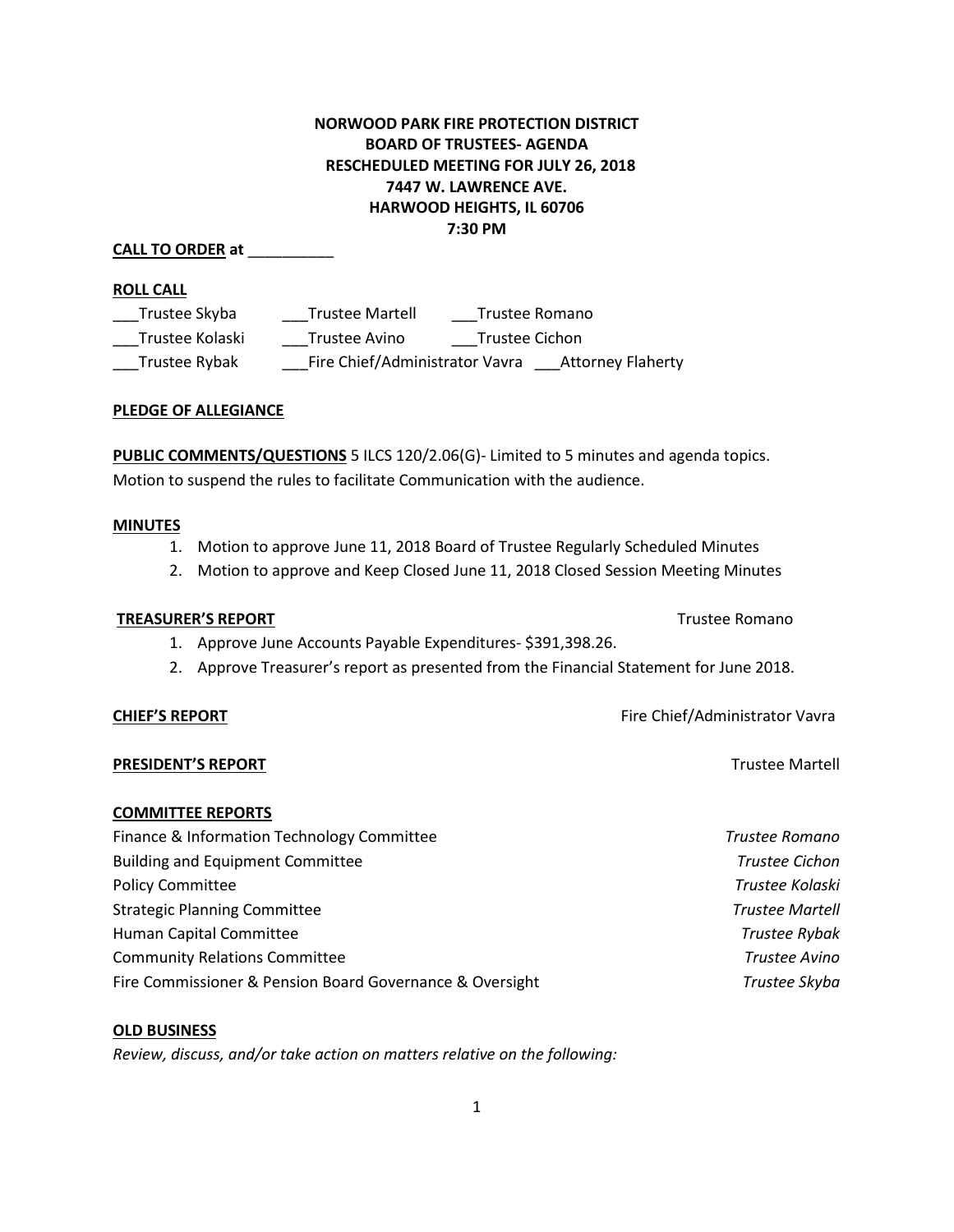**NORWOOD PARK FIRE PROTECTION DISTRICT**
**BOARD OF TRUSTEES- AGENDA**
**RESCHEDULED MEETING FOR JULY 26, 2018**
**7447 W. LAWRENCE AVE.**
**HARWOOD HEIGHTS, IL 60706**
**7:30 PM**

**CALL TO ORDER at** __________

**ROLL CALL**

___Trustee Skyba ___Trustee Martell ___Trustee Romano
___Trustee Kolaski ___Trustee Avino ___Trustee Cichon
___Trustee Rybak ___Fire Chief/Administrator Vavra ___Attorney Flaherty

**PLEDGE OF ALLEGIANCE**

**PUBLIC COMMENTS/QUESTIONS** 5 ILCS 120/2.06(G)- Limited to 5 minutes and agenda topics.
Motion to suspend the rules to facilitate Communication with the audience.

**MINUTES**

1. Motion to approve June 11, 2018 Board of Trustee Regularly Scheduled Minutes
2. Motion to approve and Keep Closed June 11, 2018 Closed Session Meeting Minutes

**TREASURER'S REPORT** Trustee Romano

1. Approve June Accounts Payable Expenditures- $391,398.26.
2. Approve Treasurer's report as presented from the Financial Statement for June 2018.

**CHIEF'S REPORT** Fire Chief/Administrator Vavra

**PRESIDENT'S REPORT** Trustee Martell

**COMMITTEE REPORTS**

Finance & Information Technology Committee *Trustee Romano*
Building and Equipment Committee *Trustee Cichon*
Policy Committee *Trustee Kolaski*
Strategic Planning Committee *Trustee Martell*
Human Capital Committee *Trustee Rybak*
Community Relations Committee *Trustee Avino*
Fire Commissioner & Pension Board Governance & Oversight *Trustee Skyba*

**OLD BUSINESS**

*Review, discuss, and/or take action on matters relative on the following:*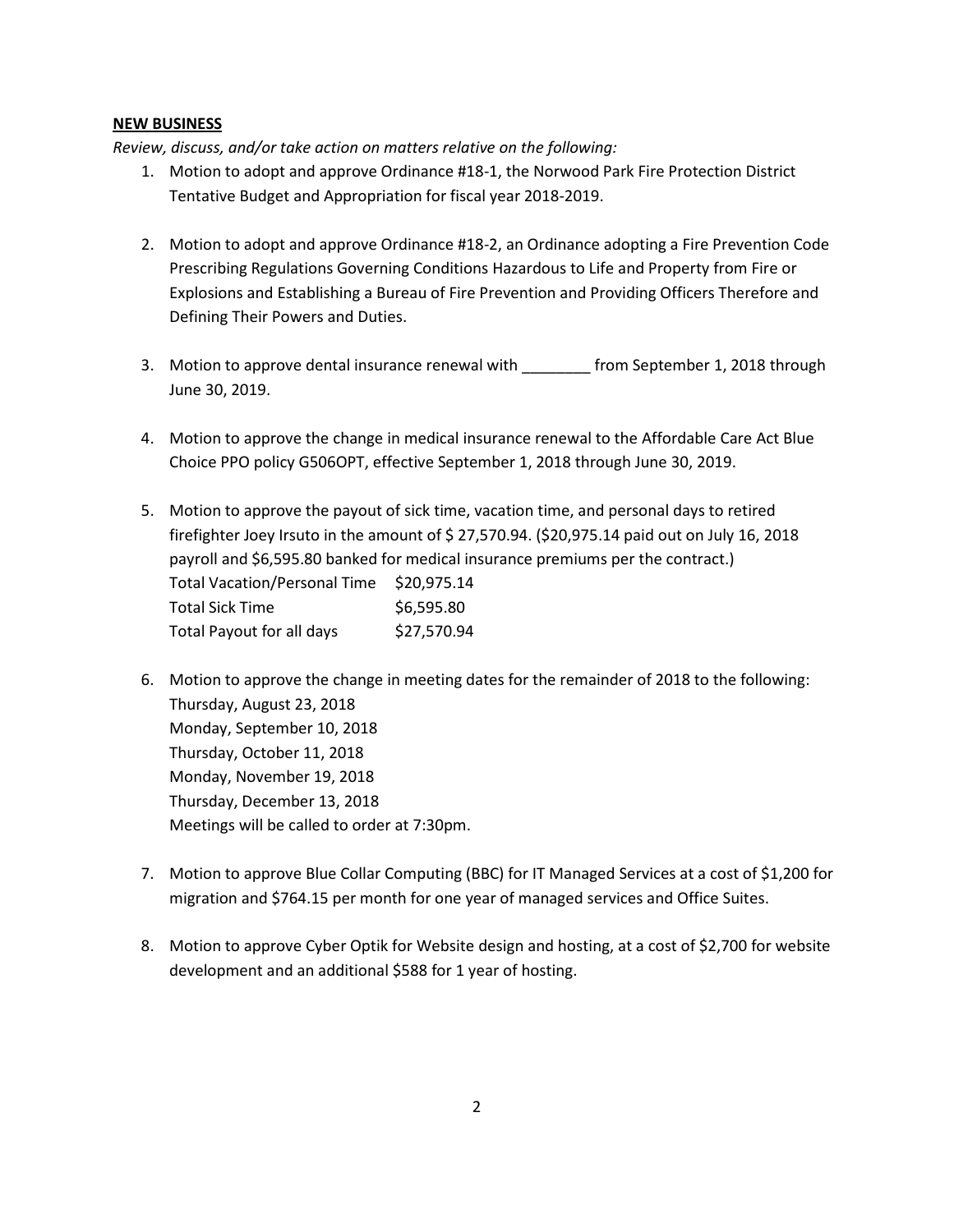**NEW BUSINESS**

*Review, discuss, and/or take action on matters relative on the following:*

1. Motion to adopt and approve Ordinance #18-1, the Norwood Park Fire Protection District Tentative Budget and Appropriation for fiscal year 2018-2019.

2. Motion to adopt and approve Ordinance #18-2, an Ordinance adopting a Fire Prevention Code Prescribing Regulations Governing Conditions Hazardous to Life and Property from Fire or Explosions and Establishing a Bureau of Fire Prevention and Providing Officers Therefore and Defining Their Powers and Duties.

3. Motion to approve dental insurance renewal with ________ from September 1, 2018 through June 30, 2019.

4. Motion to approve the change in medical insurance renewal to the Affordable Care Act Blue Choice PPO policy G506OPT, effective September 1, 2018 through June 30, 2019.

5. Motion to approve the payout of sick time, vacation time, and personal days to retired firefighter Joey Irsuto in the amount of $ 27,570.94. ($20,975.14 paid out on July 16, 2018 payroll and $6,595.80 banked for medical insurance premiums per the contract.)

   Total Vacation/Personal Time $20,975.14
   Total Sick Time $6,595.80
   Total Payout for all days $27,570.94

6. Motion to approve the change in meeting dates for the remainder of 2018 to the following:

   Thursday, August 23, 2018
   Monday, September 10, 2018
   Thursday, October 11, 2018
   Monday, November 19, 2018
   Thursday, December 13, 2018
   Meetings will be called to order at 7:30pm.

7. Motion to approve Blue Collar Computing (BBC) for IT Managed Services at a cost of $1,200 for migration and $764.15 per month for one year of managed services and Office Suites.

8. Motion to approve Cyber Optik for Website design and hosting, at a cost of $2,700 for website development and an additional $588 for 1 year of hosting.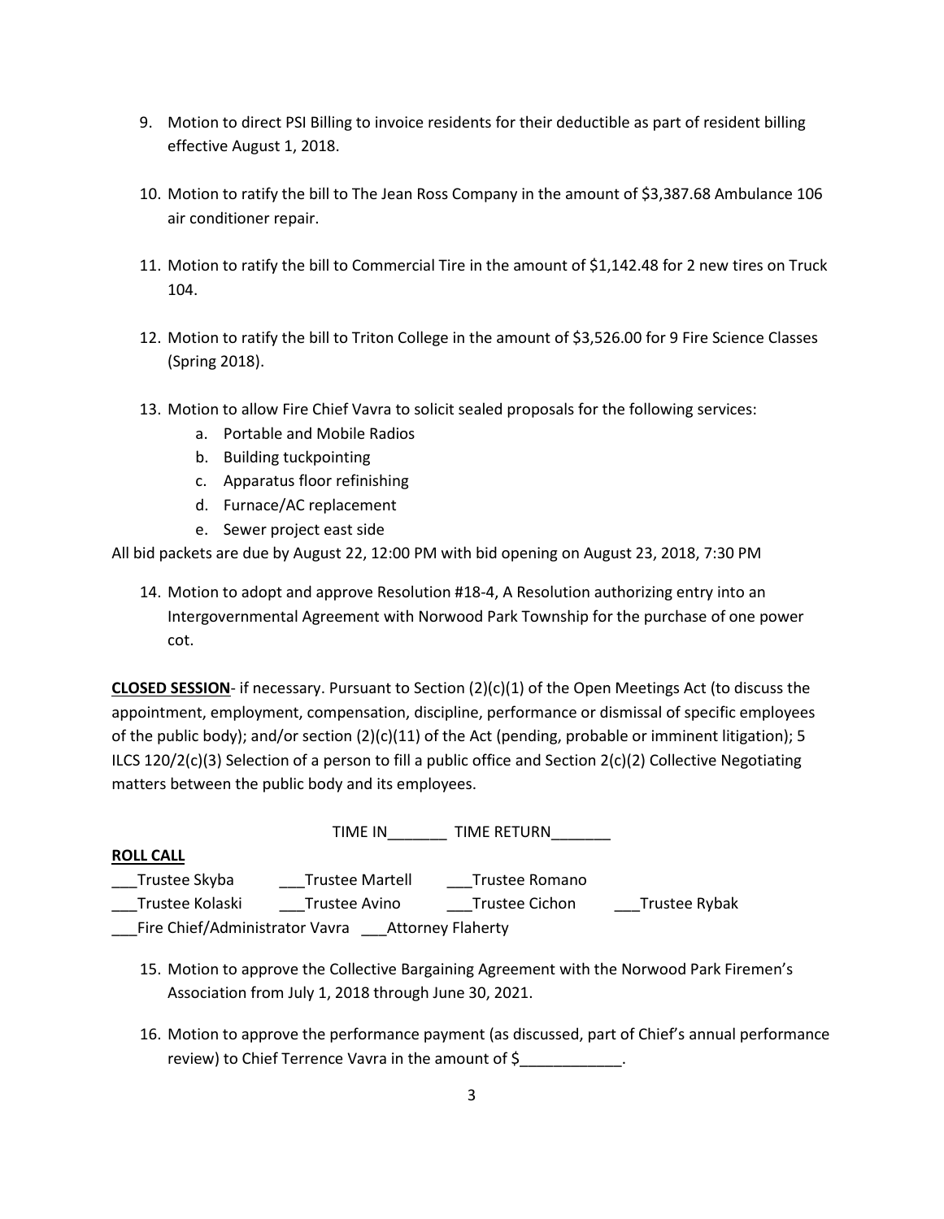9. Motion to direct PSI Billing to invoice residents for their deductible as part of resident billing effective August 1, 2018.

10. Motion to ratify the bill to The Jean Ross Company in the amount of $3,387.68 Ambulance 106 air conditioner repair.

11. Motion to ratify the bill to Commercial Tire in the amount of $1,142.48 for 2 new tires on Truck 104.

12. Motion to ratify the bill to Triton College in the amount of $3,526.00 for 9 Fire Science Classes (Spring 2018).

13. Motion to allow Fire Chief Vavra to solicit sealed proposals for the following services:
    a. Portable and Mobile Radios
    b. Building tuckpointing
    c. Apparatus floor refinishing
    d. Furnace/AC replacement
    e. Sewer project east side

All bid packets are due by August 22, 12:00 PM with bid opening on August 23, 2018, 7:30 PM

14. Motion to adopt and approve Resolution #18-4, A Resolution authorizing entry into an Intergovernmental Agreement with Norwood Park Township for the purchase of one power cot.

**CLOSED SESSION**- if necessary. Pursuant to Section (2)(c)(1) of the Open Meetings Act (to discuss the appointment, employment, compensation, discipline, performance or dismissal of specific employees of the public body); and/or section (2)(c)(11) of the Act (pending, probable or imminent litigation); 5 ILCS 120/2(c)(3) Selection of a person to fill a public office and Section 2(c)(2) Collective Negotiating matters between the public body and its employees.

TIME IN_______ TIME RETURN_______

**ROLL CALL**

___Trustee Skyba ___Trustee Martell ___Trustee Romano

___Trustee Kolaski ___Trustee Avino ___Trustee Cichon ___Trustee Rybak

___Fire Chief/Administrator Vavra ___Attorney Flaherty

15. Motion to approve the Collective Bargaining Agreement with the Norwood Park Firemen's Association from July 1, 2018 through June 30, 2021.

16. Motion to approve the performance payment (as discussed, part of Chief's annual performance review) to Chief Terrence Vavra in the amount of $____________.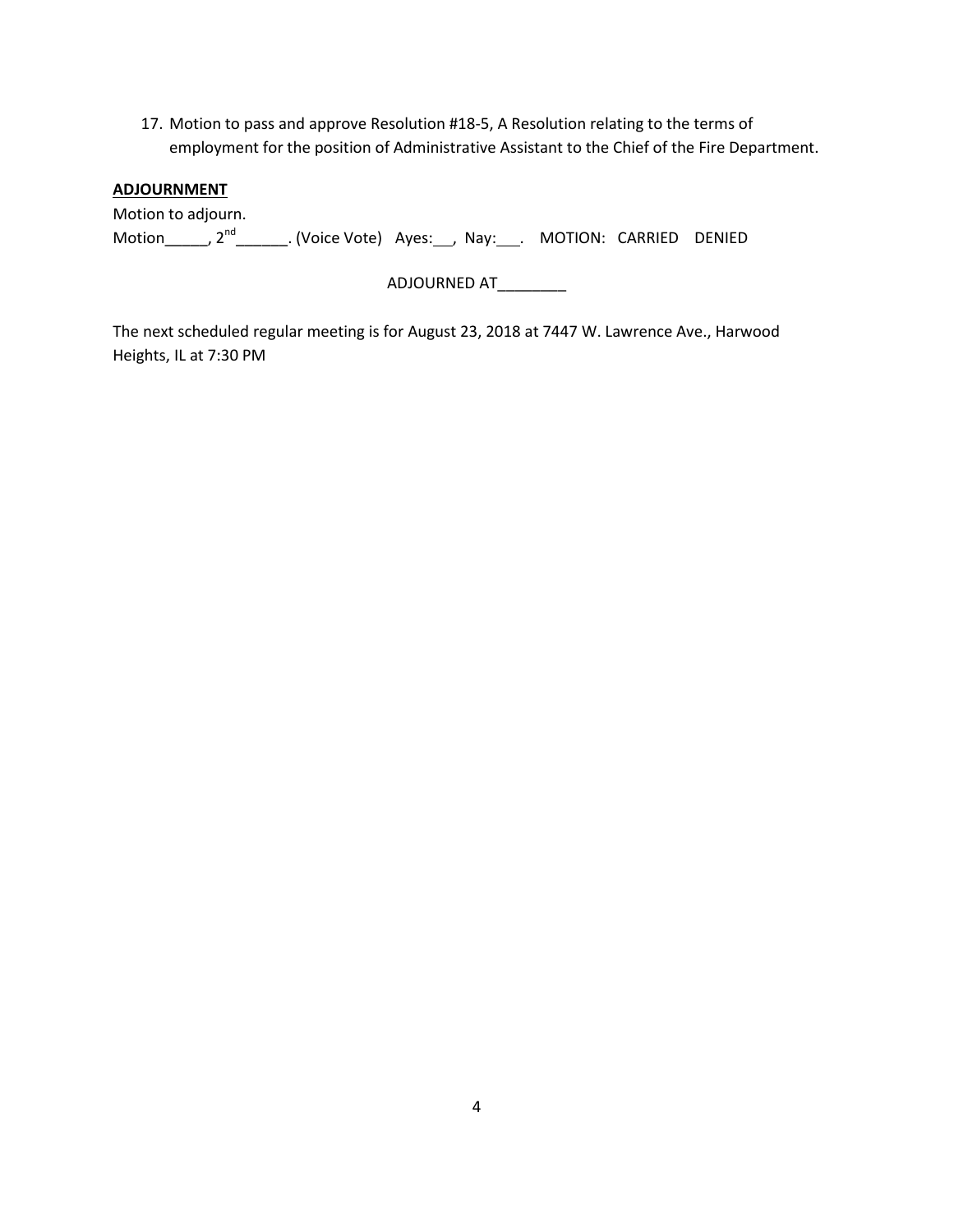17. Motion to pass and approve Resolution #18-5, A Resolution relating to the terms of employment for the position of Administrative Assistant to the Chief of the Fire Department.

**ADJOURNMENT**

Motion to adjourn.
Motion_____, 2nd______. (Voice Vote) Ayes:__, Nay:___. MOTION: CARRIED DENIED

ADJOURNED AT________

The next scheduled regular meeting is for August 23, 2018 at 7447 W. Lawrence Ave., Harwood Heights, IL at 7:30 PM